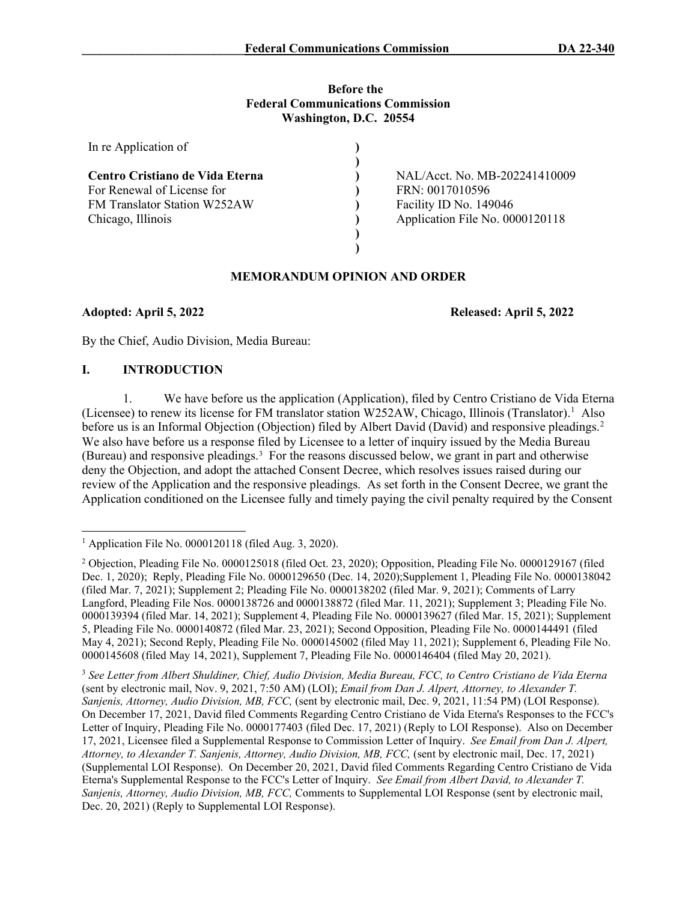**Before the**
**Federal Communications Commission**
**Washington, D.C. 20554**

| | | |
|---|---|---|
| In re Application of | ) | |
| | ) | |
| **Centro Cristiano de Vida Eterna** | ) | NAL/Acct. No. MB-202241410009 |
| For Renewal of License for | ) | FRN: 0017010596 |
| FM Translator Station W252AW | ) | Facility ID No. 149046 |
| Chicago, Illinois | ) | Application File No. 0000120118 |
| | ) | |
| | ) | |

## MEMORANDUM OPINION AND ORDER

**Adopted: April 5, 2022** **Released: April 5, 2022**

By the Chief, Audio Division, Media Bureau:

## I. INTRODUCTION

1. We have before us the application (Application), filed by Centro Cristiano de Vida Eterna (Licensee) to renew its license for FM translator station W252AW, Chicago, Illinois (Translator).[1] Also before us is an Informal Objection (Objection) filed by Albert David (David) and responsive pleadings.[2] We also have before us a response filed by Licensee to a letter of inquiry issued by the Media Bureau (Bureau) and responsive pleadings.[3] For the reasons discussed below, we grant in part and otherwise deny the Objection, and adopt the attached Consent Decree, which resolves issues raised during our review of the Application and the responsive pleadings. As set forth in the Consent Decree, we grant the Application conditioned on the Licensee fully and timely paying the civil penalty required by the Consent

---

[1] Application File No. 0000120118 (filed Aug. 3, 2020).

[2] Objection, Pleading File No. 0000125018 (filed Oct. 23, 2020); Opposition, Pleading File No. 0000129167 (filed Dec. 1, 2020); Reply, Pleading File No. 0000129650 (Dec. 14, 2020);Supplement 1, Pleading File No. 0000138042 (filed Mar. 7, 2021); Supplement 2; Pleading File No. 0000138202 (filed Mar. 9, 2021); Comments of Larry Langford, Pleading File Nos. 0000138726 and 0000138872 (filed Mar. 11, 2021); Supplement 3; Pleading File No. 0000139394 (filed Mar. 14, 2021); Supplement 4, Pleading File No. 0000139627 (filed Mar. 15, 2021); Supplement 5, Pleading File No. 0000140872 (filed Mar. 23, 2021); Second Opposition, Pleading File No. 0000144491 (filed May 4, 2021); Second Reply, Pleading File No. 0000145002 (filed May 11, 2021); Supplement 6, Pleading File No. 0000145608 (filed May 14, 2021), Supplement 7, Pleading File No. 0000146404 (filed May 20, 2021).

[3] *See Letter from Albert Shuldiner, Chief, Audio Division, Media Bureau, FCC, to Centro Cristiano de Vida Eterna* (sent by electronic mail, Nov. 9, 2021, 7:50 AM) (LOI); *Email from Dan J. Alpert, Attorney, to Alexander T. Sanjenis, Attorney, Audio Division, MB, FCC,* (sent by electronic mail, Dec. 9, 2021, 11:54 PM) (LOI Response). On December 17, 2021, David filed Comments Regarding Centro Cristiano de Vida Eterna's Responses to the FCC's Letter of Inquiry, Pleading File No. 0000177403 (filed Dec. 17, 2021) (Reply to LOI Response). Also on December 17, 2021, Licensee filed a Supplemental Response to Commission Letter of Inquiry. *See Email from Dan J. Alpert, Attorney, to Alexander T. Sanjenis, Attorney, Audio Division, MB, FCC,* (sent by electronic mail, Dec. 17, 2021) (Supplemental LOI Response). On December 20, 2021, David filed Comments Regarding Centro Cristiano de Vida Eterna's Supplemental Response to the FCC's Letter of Inquiry. *See Email from Albert David, to Alexander T. Sanjenis, Attorney, Audio Division, MB, FCC,* Comments to Supplemental LOI Response (sent by electronic mail, Dec. 20, 2021) (Reply to Supplemental LOI Response).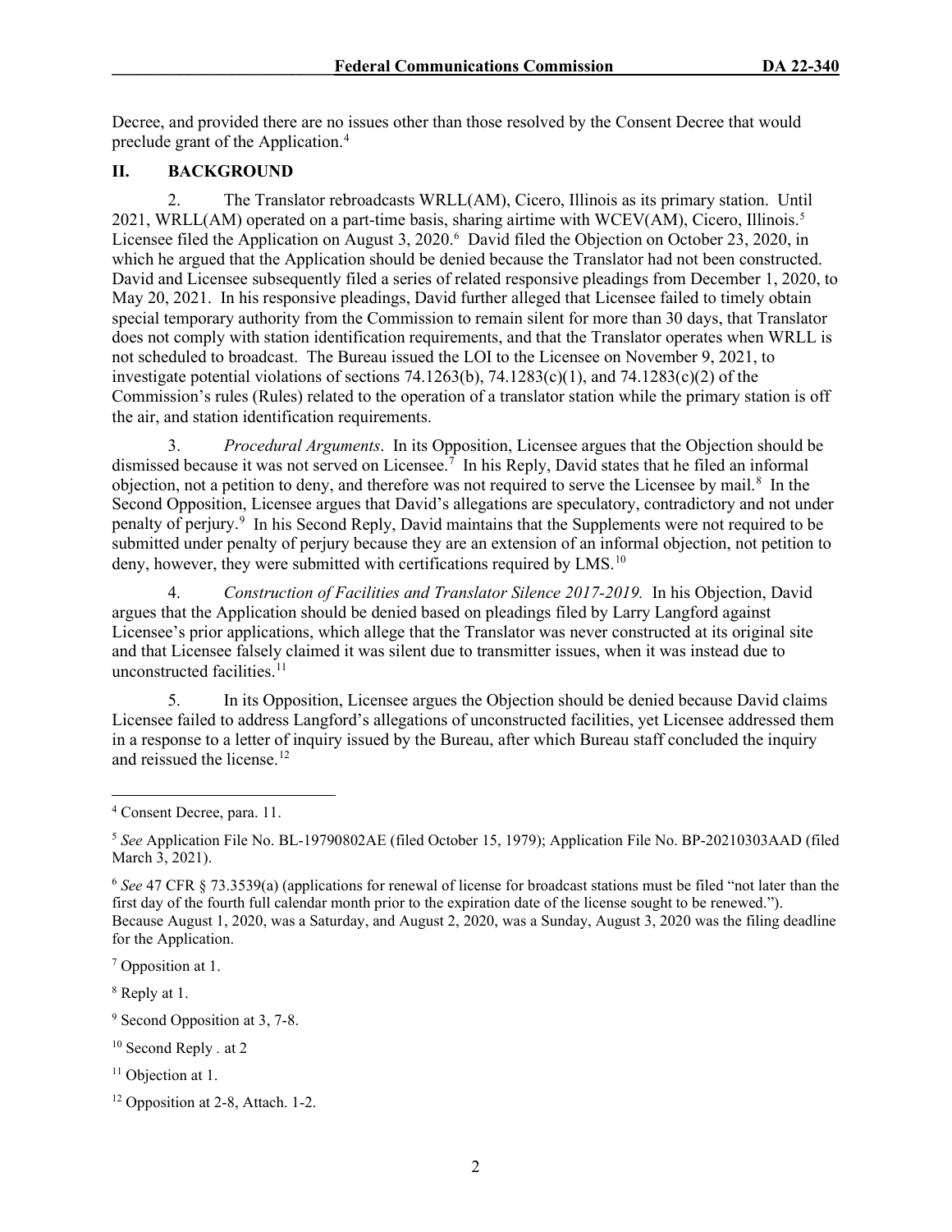Decree, and provided there are no issues other than those resolved by the Consent Decree that would preclude grant of the Application.[4]

## II. BACKGROUND

2. The Translator rebroadcasts WRLL(AM), Cicero, Illinois as its primary station. Until 2021, WRLL(AM) operated on a part-time basis, sharing airtime with WCEV(AM), Cicero, Illinois.[5] Licensee filed the Application on August 3, 2020.[6] David filed the Objection on October 23, 2020, in which he argued that the Application should be denied because the Translator had not been constructed. David and Licensee subsequently filed a series of related responsive pleadings from December 1, 2020, to May 20, 2021. In his responsive pleadings, David further alleged that Licensee failed to timely obtain special temporary authority from the Commission to remain silent for more than 30 days, that Translator does not comply with station identification requirements, and that the Translator operates when WRLL is not scheduled to broadcast. The Bureau issued the LOI to the Licensee on November 9, 2021, to investigate potential violations of sections 74.1263(b), 74.1283(c)(1), and 74.1283(c)(2) of the Commission's rules (Rules) related to the operation of a translator station while the primary station is off the air, and station identification requirements.

3. *Procedural Arguments*. In its Opposition, Licensee argues that the Objection should be dismissed because it was not served on Licensee.[7] In his Reply, David states that he filed an informal objection, not a petition to deny, and therefore was not required to serve the Licensee by mail.[8] In the Second Opposition, Licensee argues that David's allegations are speculatory, contradictory and not under penalty of perjury.[9] In his Second Reply, David maintains that the Supplements were not required to be submitted under penalty of perjury because they are an extension of an informal objection, not petition to deny, however, they were submitted with certifications required by LMS.[10]

4. *Construction of Facilities and Translator Silence 2017-2019.* In his Objection, David argues that the Application should be denied based on pleadings filed by Larry Langford against Licensee's prior applications, which allege that the Translator was never constructed at its original site and that Licensee falsely claimed it was silent due to transmitter issues, when it was instead due to unconstructed facilities.[11]

5. In its Opposition, Licensee argues the Objection should be denied because David claims Licensee failed to address Langford's allegations of unconstructed facilities, yet Licensee addressed them in a response to a letter of inquiry issued by the Bureau, after which Bureau staff concluded the inquiry and reissued the license.[12]

---

[4] Consent Decree, para. 11.

[5] *See* Application File No. BL-19790802AE (filed October 15, 1979); Application File No. BP-20210303AAD (filed March 3, 2021).

[6] *See* 47 CFR § 73.3539(a) (applications for renewal of license for broadcast stations must be filed "not later than the first day of the fourth full calendar month prior to the expiration date of the license sought to be renewed."). Because August 1, 2020, was a Saturday, and August 2, 2020, was a Sunday, August 3, 2020 was the filing deadline for the Application.

[7] Opposition at 1.

[8] Reply at 1.

[9] Second Opposition at 3, 7-8.

[10] Second Reply . at 2

[11] Objection at 1.

[12] Opposition at 2-8, Attach. 1-2.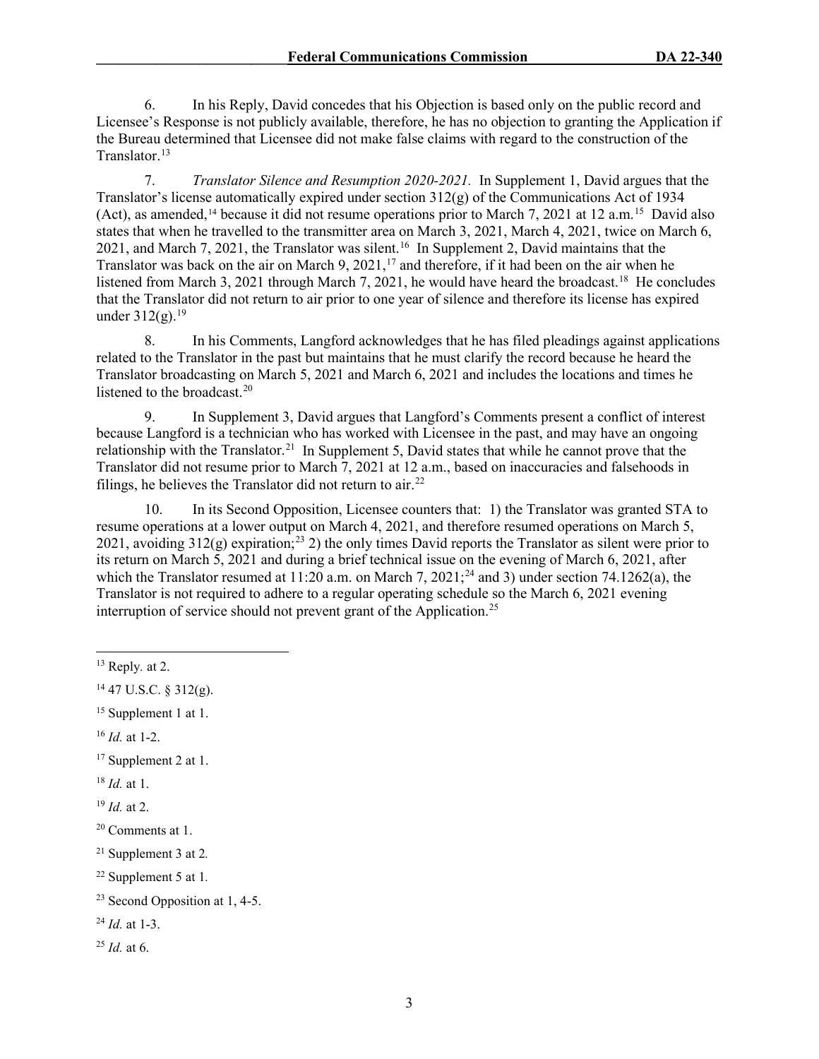6. In his Reply, David concedes that his Objection is based only on the public record and Licensee's Response is not publicly available, therefore, he has no objection to granting the Application if the Bureau determined that Licensee did not make false claims with regard to the construction of the Translator.[13]

7. *Translator Silence and Resumption 2020-2021.* In Supplement 1, David argues that the Translator's license automatically expired under section 312(g) of the Communications Act of 1934 (Act), as amended,[14] because it did not resume operations prior to March 7, 2021 at 12 a.m.[15] David also states that when he travelled to the transmitter area on March 3, 2021, March 4, 2021, twice on March 6, 2021, and March 7, 2021, the Translator was silent.[16] In Supplement 2, David maintains that the Translator was back on the air on March 9, 2021,[17] and therefore, if it had been on the air when he listened from March 3, 2021 through March 7, 2021, he would have heard the broadcast.[18] He concludes that the Translator did not return to air prior to one year of silence and therefore its license has expired under 312(g).[19]

8. In his Comments, Langford acknowledges that he has filed pleadings against applications related to the Translator in the past but maintains that he must clarify the record because he heard the Translator broadcasting on March 5, 2021 and March 6, 2021 and includes the locations and times he listened to the broadcast.[20]

9. In Supplement 3, David argues that Langford's Comments present a conflict of interest because Langford is a technician who has worked with Licensee in the past, and may have an ongoing relationship with the Translator.[21] In Supplement 5, David states that while he cannot prove that the Translator did not resume prior to March 7, 2021 at 12 a.m., based on inaccuracies and falsehoods in filings, he believes the Translator did not return to air.[22]

10. In its Second Opposition, Licensee counters that: 1) the Translator was granted STA to resume operations at a lower output on March 4, 2021, and therefore resumed operations on March 5, 2021, avoiding 312(g) expiration;[23] 2) the only times David reports the Translator as silent were prior to its return on March 5, 2021 and during a brief technical issue on the evening of March 6, 2021, after which the Translator resumed at 11:20 a.m. on March 7, 2021;[24] and 3) under section 74.1262(a), the Translator is not required to adhere to a regular operating schedule so the March 6, 2021 evening interruption of service should not prevent grant of the Application.[25]

---

[13] Reply. at 2.

[14] 47 U.S.C. § 312(g).

[15] Supplement 1 at 1.

[16] *Id.* at 1-2.

[17] Supplement 2 at 1.

[18] *Id.* at 1.

[19] *Id.* at 2.

[20] Comments at 1.

[21] Supplement 3 at 2*.*

[22] Supplement 5 at 1*.*

[23] Second Opposition at 1, 4-5.

[24] *Id.* at 1-3.

[25] *Id.* at 6.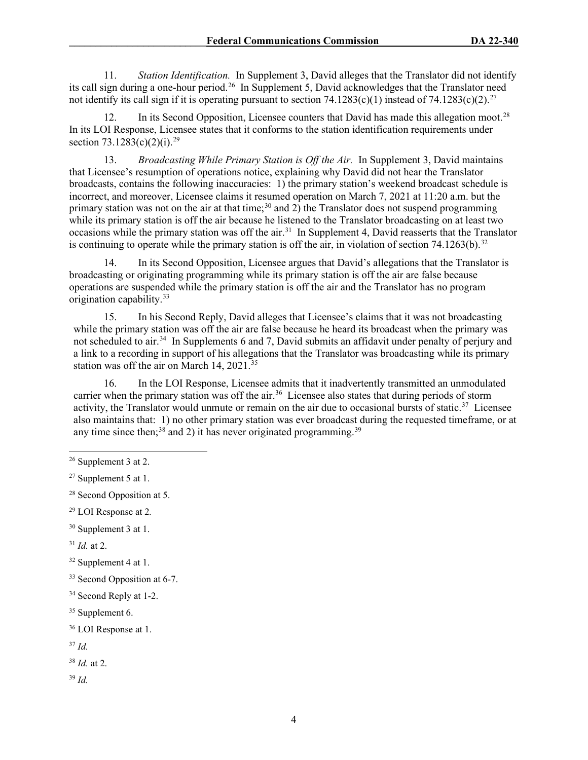11. *Station Identification.* In Supplement 3, David alleges that the Translator did not identify its call sign during a one-hour period.[26] In Supplement 5, David acknowledges that the Translator need not identify its call sign if it is operating pursuant to section 74.1283(c)(1) instead of 74.1283(c)(2).[27]

12. In its Second Opposition, Licensee counters that David has made this allegation moot.[28] In its LOI Response, Licensee states that it conforms to the station identification requirements under section 73.1283(c)(2)(i).[29]

13. *Broadcasting While Primary Station is Off the Air.* In Supplement 3, David maintains that Licensee's resumption of operations notice, explaining why David did not hear the Translator broadcasts, contains the following inaccuracies: 1) the primary station's weekend broadcast schedule is incorrect, and moreover, Licensee claims it resumed operation on March 7, 2021 at 11:20 a.m. but the primary station was not on the air at that time;[30] and 2) the Translator does not suspend programming while its primary station is off the air because he listened to the Translator broadcasting on at least two occasions while the primary station was off the air.[31] In Supplement 4, David reasserts that the Translator is continuing to operate while the primary station is off the air, in violation of section 74.1263(b).[32]

14. In its Second Opposition, Licensee argues that David's allegations that the Translator is broadcasting or originating programming while its primary station is off the air are false because operations are suspended while the primary station is off the air and the Translator has no program origination capability.[33]

15. In his Second Reply, David alleges that Licensee's claims that it was not broadcasting while the primary station was off the air are false because he heard its broadcast when the primary was not scheduled to air.[34] In Supplements 6 and 7, David submits an affidavit under penalty of perjury and a link to a recording in support of his allegations that the Translator was broadcasting while its primary station was off the air on March 14, 2021.[35]

16. In the LOI Response, Licensee admits that it inadvertently transmitted an unmodulated carrier when the primary station was off the air.[36] Licensee also states that during periods of storm activity, the Translator would unmute or remain on the air due to occasional bursts of static.[37] Licensee also maintains that: 1) no other primary station was ever broadcast during the requested timeframe, or at any time since then;[38] and 2) it has never originated programming.[39]

---

[26] Supplement 3 at 2.

[27] Supplement 5 at 1.

[28] Second Opposition at 5.

[29] LOI Response at 2.

[30] Supplement 3 at 1.

[31] *Id.* at 2.

[32] Supplement 4 at 1.

[33] Second Opposition at 6-7.

[34] Second Reply at 1-2.

[35] Supplement 6.

[36] LOI Response at 1.

[37] *Id.*

[38] *Id.* at 2.

[39] *Id.*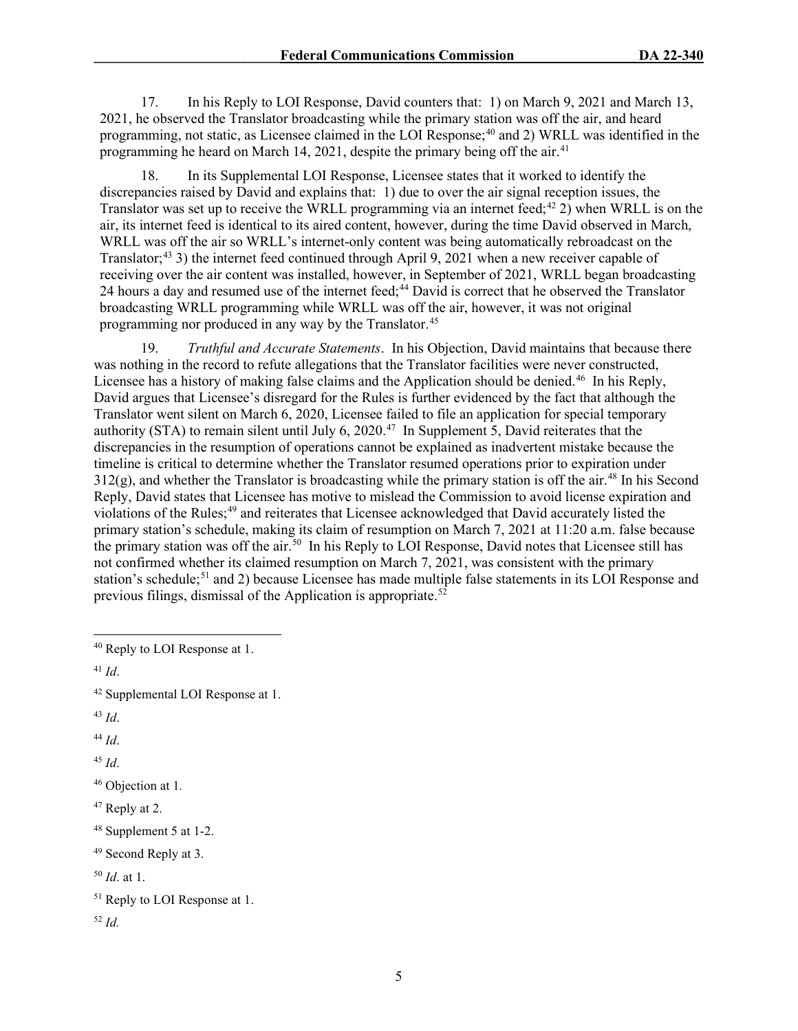17. In his Reply to LOI Response, David counters that: 1) on March 9, 2021 and March 13, 2021, he observed the Translator broadcasting while the primary station was off the air, and heard programming, not static, as Licensee claimed in the LOI Response;[40] and 2) WRLL was identified in the programming he heard on March 14, 2021, despite the primary being off the air.[41]

18. In its Supplemental LOI Response, Licensee states that it worked to identify the discrepancies raised by David and explains that: 1) due to over the air signal reception issues, the Translator was set up to receive the WRLL programming via an internet feed;[42] 2) when WRLL is on the air, its internet feed is identical to its aired content, however, during the time David observed in March, WRLL was off the air so WRLL's internet-only content was being automatically rebroadcast on the Translator;[43] 3) the internet feed continued through April 9, 2021 when a new receiver capable of receiving over the air content was installed, however, in September of 2021, WRLL began broadcasting 24 hours a day and resumed use of the internet feed;[44] David is correct that he observed the Translator broadcasting WRLL programming while WRLL was off the air, however, it was not original programming nor produced in any way by the Translator.[45]

19. *Truthful and Accurate Statements*. In his Objection, David maintains that because there was nothing in the record to refute allegations that the Translator facilities were never constructed, Licensee has a history of making false claims and the Application should be denied.[46] In his Reply, David argues that Licensee's disregard for the Rules is further evidenced by the fact that although the Translator went silent on March 6, 2020, Licensee failed to file an application for special temporary authority (STA) to remain silent until July 6, 2020.[47] In Supplement 5, David reiterates that the discrepancies in the resumption of operations cannot be explained as inadvertent mistake because the timeline is critical to determine whether the Translator resumed operations prior to expiration under 312(g), and whether the Translator is broadcasting while the primary station is off the air.[48] In his Second Reply, David states that Licensee has motive to mislead the Commission to avoid license expiration and violations of the Rules;[49] and reiterates that Licensee acknowledged that David accurately listed the primary station's schedule, making its claim of resumption on March 7, 2021 at 11:20 a.m. false because the primary station was off the air.[50] In his Reply to LOI Response, David notes that Licensee still has not confirmed whether its claimed resumption on March 7, 2021, was consistent with the primary station's schedule;[51] and 2) because Licensee has made multiple false statements in its LOI Response and previous filings, dismissal of the Application is appropriate.[52]

---

[40] Reply to LOI Response at 1.

[41] *Id*.

[42] Supplemental LOI Response at 1.

[43] *Id*.

[44] *Id*.

[45] *Id*.

[46] Objection at 1.

[47] Reply at 2.

[48] Supplement 5 at 1-2.

[49] Second Reply at 3.

[50] *Id*. at 1.

[51] Reply to LOI Response at 1.

[52] *Id.*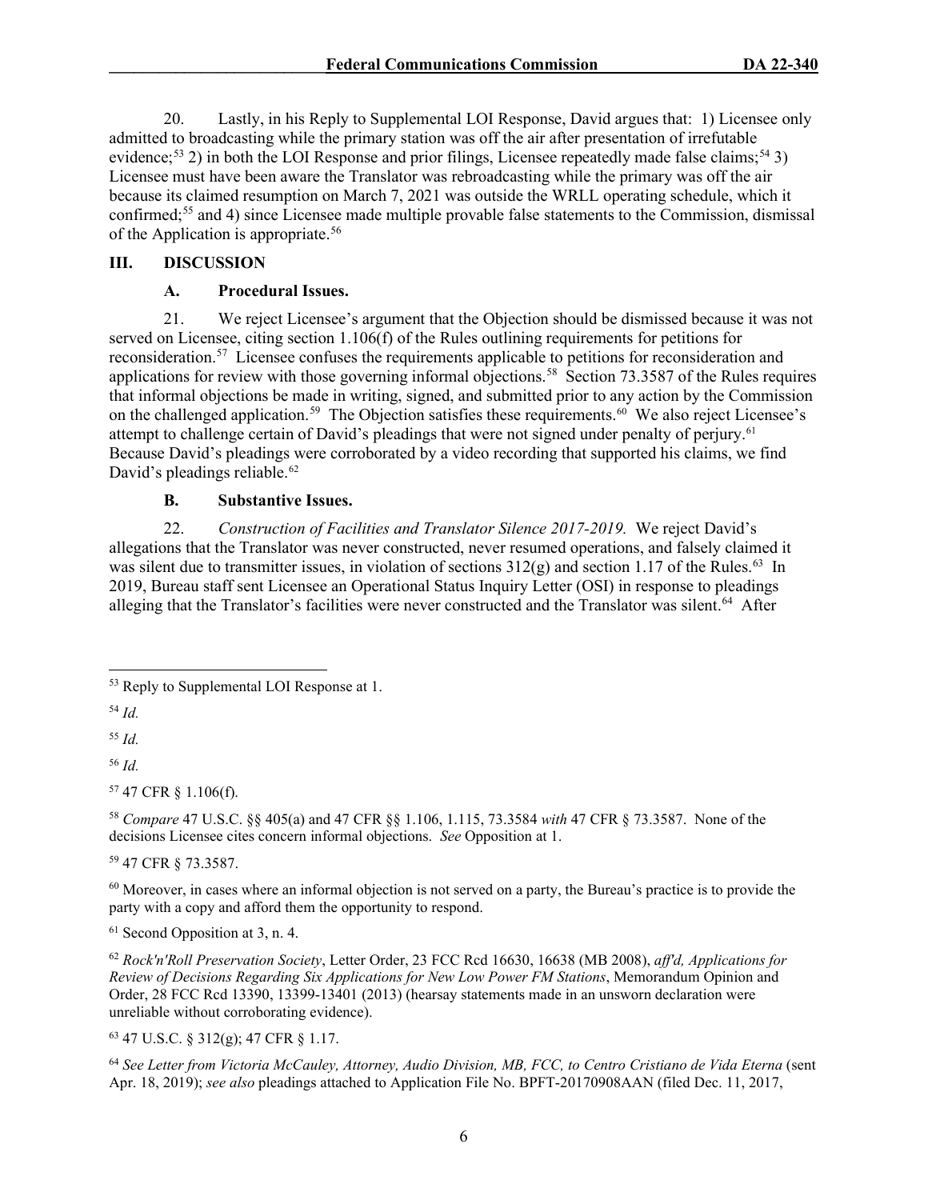20. Lastly, in his Reply to Supplemental LOI Response, David argues that: 1) Licensee only admitted to broadcasting while the primary station was off the air after presentation of irrefutable evidence;[53] 2) in both the LOI Response and prior filings, Licensee repeatedly made false claims;[54] 3) Licensee must have been aware the Translator was rebroadcasting while the primary was off the air because its claimed resumption on March 7, 2021 was outside the WRLL operating schedule, which it confirmed;[55] and 4) since Licensee made multiple provable false statements to the Commission, dismissal of the Application is appropriate.[56]

## III. DISCUSSION

### A. Procedural Issues.

21. We reject Licensee's argument that the Objection should be dismissed because it was not served on Licensee, citing section 1.106(f) of the Rules outlining requirements for petitions for reconsideration.[57] Licensee confuses the requirements applicable to petitions for reconsideration and applications for review with those governing informal objections.[58] Section 73.3587 of the Rules requires that informal objections be made in writing, signed, and submitted prior to any action by the Commission on the challenged application.[59] The Objection satisfies these requirements.[60] We also reject Licensee's attempt to challenge certain of David's pleadings that were not signed under penalty of perjury.[61] Because David's pleadings were corroborated by a video recording that supported his claims, we find David's pleadings reliable.[62]

### B. Substantive Issues.

22. *Construction of Facilities and Translator Silence 2017-2019.* We reject David's allegations that the Translator was never constructed, never resumed operations, and falsely claimed it was silent due to transmitter issues, in violation of sections 312(g) and section 1.17 of the Rules.[63] In 2019, Bureau staff sent Licensee an Operational Status Inquiry Letter (OSI) in response to pleadings alleging that the Translator's facilities were never constructed and the Translator was silent.[64] After

---

[53] Reply to Supplemental LOI Response at 1.

[54] *Id.*

[55] *Id.*

[56] *Id.*

[57] 47 CFR § 1.106(f).

[58] *Compare* 47 U.S.C. §§ 405(a) and 47 CFR §§ 1.106, 1.115, 73.3584 *with* 47 CFR § 73.3587. None of the decisions Licensee cites concern informal objections. *See* Opposition at 1.

[59] 47 CFR § 73.3587.

[60] Moreover, in cases where an informal objection is not served on a party, the Bureau's practice is to provide the party with a copy and afford them the opportunity to respond.

[61] Second Opposition at 3, n. 4.

[62] *Rock'n'Roll Preservation Society*, Letter Order, 23 FCC Rcd 16630, 16638 (MB 2008), *aff'd, Applications for Review of Decisions Regarding Six Applications for New Low Power FM Stations*, Memorandum Opinion and Order, 28 FCC Rcd 13390, 13399-13401 (2013) (hearsay statements made in an unsworn declaration were unreliable without corroborating evidence).

[63] 47 U.S.C. § 312(g); 47 CFR § 1.17.

[64] *See Letter from Victoria McCauley, Attorney, Audio Division, MB, FCC, to Centro Cristiano de Vida Eterna* (sent Apr. 18, 2019); *see also* pleadings attached to Application File No. BPFT-20170908AAN (filed Dec. 11, 2017,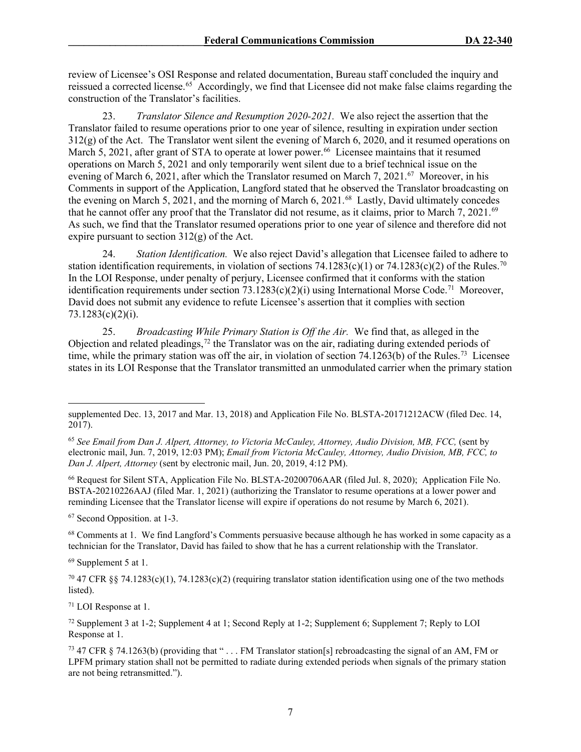review of Licensee's OSI Response and related documentation, Bureau staff concluded the inquiry and reissued a corrected license.[65] Accordingly, we find that Licensee did not make false claims regarding the construction of the Translator's facilities.

23. *Translator Silence and Resumption 2020-2021.* We also reject the assertion that the Translator failed to resume operations prior to one year of silence, resulting in expiration under section 312(g) of the Act. The Translator went silent the evening of March 6, 2020, and it resumed operations on March 5, 2021, after grant of STA to operate at lower power.[66] Licensee maintains that it resumed operations on March 5, 2021 and only temporarily went silent due to a brief technical issue on the evening of March 6, 2021, after which the Translator resumed on March 7, 2021.[67] Moreover, in his Comments in support of the Application, Langford stated that he observed the Translator broadcasting on the evening on March 5, 2021, and the morning of March 6, 2021.[68] Lastly, David ultimately concedes that he cannot offer any proof that the Translator did not resume, as it claims, prior to March 7, 2021.[69] As such, we find that the Translator resumed operations prior to one year of silence and therefore did not expire pursuant to section 312(g) of the Act.

24. *Station Identification.* We also reject David's allegation that Licensee failed to adhere to station identification requirements, in violation of sections 74.1283(c)(1) or 74.1283(c)(2) of the Rules.[70] In the LOI Response, under penalty of perjury, Licensee confirmed that it conforms with the station identification requirements under section 73.1283(c)(2)(i) using International Morse Code.[71] Moreover, David does not submit any evidence to refute Licensee's assertion that it complies with section 73.1283(c)(2)(i).

25. *Broadcasting While Primary Station is Off the Air.* We find that, as alleged in the Objection and related pleadings,[72] the Translator was on the air, radiating during extended periods of time, while the primary station was off the air, in violation of section 74.1263(b) of the Rules.[73] Licensee states in its LOI Response that the Translator transmitted an unmodulated carrier when the primary station

---

supplemented Dec. 13, 2017 and Mar. 13, 2018) and Application File No. BLSTA-20171212ACW (filed Dec. 14, 2017).

[65] *See Email from Dan J. Alpert, Attorney, to Victoria McCauley, Attorney, Audio Division, MB, FCC,* (sent by electronic mail, Jun. 7, 2019, 12:03 PM); *Email from Victoria McCauley, Attorney, Audio Division, MB, FCC, to Dan J. Alpert, Attorney* (sent by electronic mail, Jun. 20, 2019, 4:12 PM).

[66] Request for Silent STA, Application File No. BLSTA-20200706AAR (filed Jul. 8, 2020); Application File No. BSTA-20210226AAJ (filed Mar. 1, 2021) (authorizing the Translator to resume operations at a lower power and reminding Licensee that the Translator license will expire if operations do not resume by March 6, 2021).

[67] Second Opposition. at 1-3.

[68] Comments at 1. We find Langford's Comments persuasive because although he has worked in some capacity as a technician for the Translator, David has failed to show that he has a current relationship with the Translator.

[69] Supplement 5 at 1.

[70] 47 CFR §§ 74.1283(c)(1), 74.1283(c)(2) (requiring translator station identification using one of the two methods listed).

[71] LOI Response at 1.

[72] Supplement 3 at 1-2; Supplement 4 at 1; Second Reply at 1-2; Supplement 6; Supplement 7; Reply to LOI Response at 1.

[73] 47 CFR § 74.1263(b) (providing that " . . . FM Translator station[s] rebroadcasting the signal of an AM, FM or LPFM primary station shall not be permitted to radiate during extended periods when signals of the primary station are not being retransmitted.").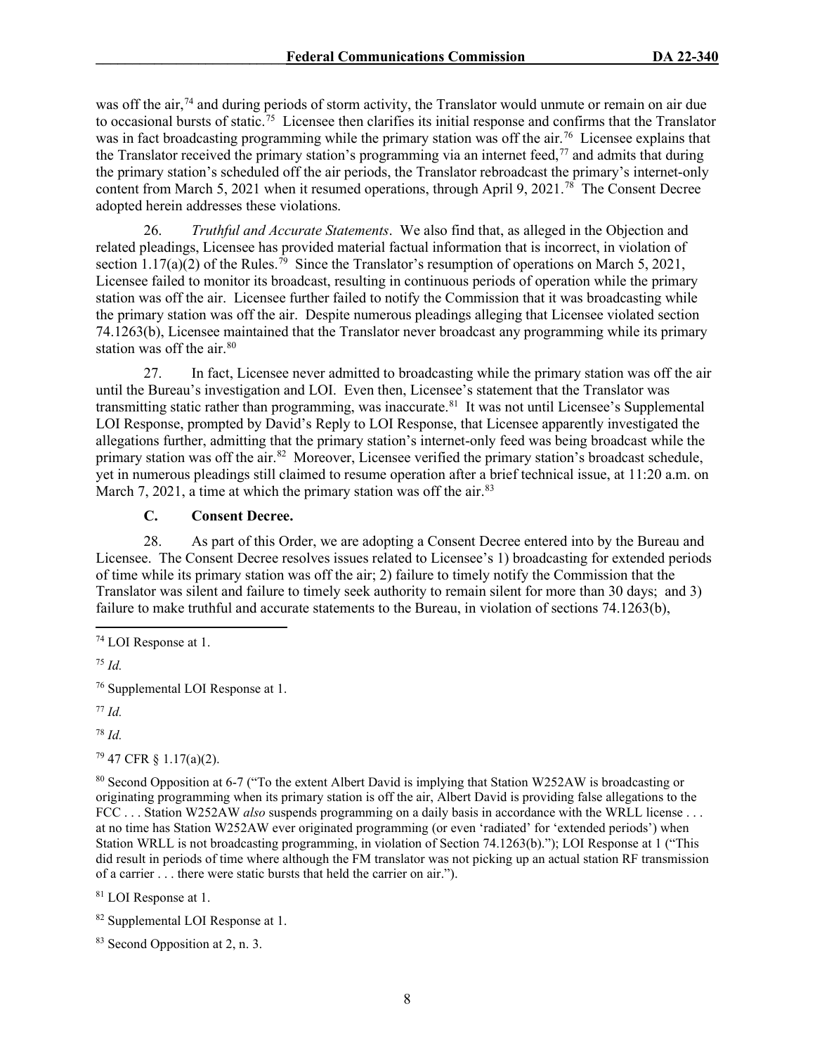was off the air,[74] and during periods of storm activity, the Translator would unmute or remain on air due to occasional bursts of static.[75] Licensee then clarifies its initial response and confirms that the Translator was in fact broadcasting programming while the primary station was off the air.[76] Licensee explains that the Translator received the primary station's programming via an internet feed,[77] and admits that during the primary station's scheduled off the air periods, the Translator rebroadcast the primary's internet-only content from March 5, 2021 when it resumed operations, through April 9, 2021.[78] The Consent Decree adopted herein addresses these violations.

26. *Truthful and Accurate Statements*. We also find that, as alleged in the Objection and related pleadings, Licensee has provided material factual information that is incorrect, in violation of section 1.17(a)(2) of the Rules.[79] Since the Translator's resumption of operations on March 5, 2021, Licensee failed to monitor its broadcast, resulting in continuous periods of operation while the primary station was off the air. Licensee further failed to notify the Commission that it was broadcasting while the primary station was off the air. Despite numerous pleadings alleging that Licensee violated section 74.1263(b), Licensee maintained that the Translator never broadcast any programming while its primary station was off the air.[80]

27. In fact, Licensee never admitted to broadcasting while the primary station was off the air until the Bureau's investigation and LOI. Even then, Licensee's statement that the Translator was transmitting static rather than programming, was inaccurate.[81] It was not until Licensee's Supplemental LOI Response, prompted by David's Reply to LOI Response, that Licensee apparently investigated the allegations further, admitting that the primary station's internet-only feed was being broadcast while the primary station was off the air.[82] Moreover, Licensee verified the primary station's broadcast schedule, yet in numerous pleadings still claimed to resume operation after a brief technical issue, at 11:20 a.m. on March 7, 2021, a time at which the primary station was off the air.[83]

### C. Consent Decree.

28. As part of this Order, we are adopting a Consent Decree entered into by the Bureau and Licensee. The Consent Decree resolves issues related to Licensee's 1) broadcasting for extended periods of time while its primary station was off the air; 2) failure to timely notify the Commission that the Translator was silent and failure to timely seek authority to remain silent for more than 30 days; and 3) failure to make truthful and accurate statements to the Bureau, in violation of sections 74.1263(b),

---

[74] LOI Response at 1.

[75] *Id.*

[76] Supplemental LOI Response at 1.

[77] *Id.*

[78] *Id.*

[79] 47 CFR § 1.17(a)(2).

[80] Second Opposition at 6-7 ("To the extent Albert David is implying that Station W252AW is broadcasting or originating programming when its primary station is off the air, Albert David is providing false allegations to the FCC . . . Station W252AW *also* suspends programming on a daily basis in accordance with the WRLL license . . . at no time has Station W252AW ever originated programming (or even 'radiated' for 'extended periods') when Station WRLL is not broadcasting programming, in violation of Section 74.1263(b)."); LOI Response at 1 ("This did result in periods of time where although the FM translator was not picking up an actual station RF transmission of a carrier . . . there were static bursts that held the carrier on air.").

[81] LOI Response at 1.

[82] Supplemental LOI Response at 1.

[83] Second Opposition at 2, n. 3.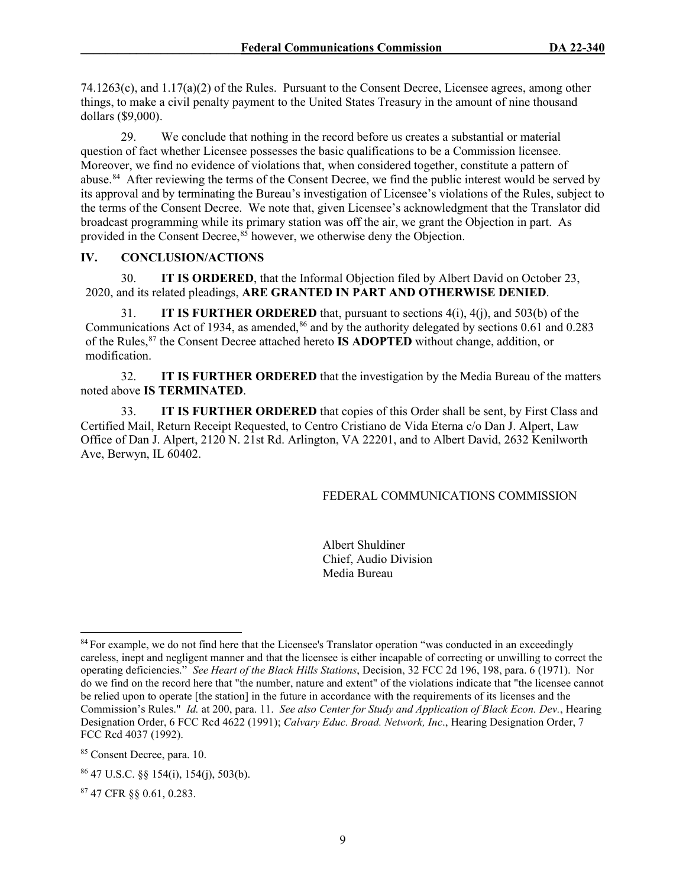74.1263(c), and 1.17(a)(2) of the Rules. Pursuant to the Consent Decree, Licensee agrees, among other things, to make a civil penalty payment to the United States Treasury in the amount of nine thousand dollars ($9,000).

29. We conclude that nothing in the record before us creates a substantial or material question of fact whether Licensee possesses the basic qualifications to be a Commission licensee. Moreover, we find no evidence of violations that, when considered together, constitute a pattern of abuse.[84] After reviewing the terms of the Consent Decree, we find the public interest would be served by its approval and by terminating the Bureau's investigation of Licensee's violations of the Rules, subject to the terms of the Consent Decree. We note that, given Licensee's acknowledgment that the Translator did broadcast programming while its primary station was off the air, we grant the Objection in part. As provided in the Consent Decree,[85] however, we otherwise deny the Objection.

## IV. CONCLUSION/ACTIONS

30. **IT IS ORDERED**, that the Informal Objection filed by Albert David on October 23, 2020, and its related pleadings, **ARE GRANTED IN PART AND OTHERWISE DENIED**.

31. **IT IS FURTHER ORDERED** that, pursuant to sections 4(i), 4(j), and 503(b) of the Communications Act of 1934, as amended,[86] and by the authority delegated by sections 0.61 and 0.283 of the Rules,[87] the Consent Decree attached hereto **IS ADOPTED** without change, addition, or modification.

32. **IT IS FURTHER ORDERED** that the investigation by the Media Bureau of the matters noted above **IS TERMINATED**.

33. **IT IS FURTHER ORDERED** that copies of this Order shall be sent, by First Class and Certified Mail, Return Receipt Requested, to Centro Cristiano de Vida Eterna c/o Dan J. Alpert, Law Office of Dan J. Alpert, 2120 N. 21st Rd. Arlington, VA 22201, and to Albert David, 2632 Kenilworth Ave, Berwyn, IL 60402.

FEDERAL COMMUNICATIONS COMMISSION

Albert Shuldiner
Chief, Audio Division
Media Bureau

---

[84] For example, we do not find here that the Licensee's Translator operation "was conducted in an exceedingly careless, inept and negligent manner and that the licensee is either incapable of correcting or unwilling to correct the operating deficiencies." *See Heart of the Black Hills Stations*, Decision, 32 FCC 2d 196, 198, para. 6 (1971). Nor do we find on the record here that "the number, nature and extent" of the violations indicate that "the licensee cannot be relied upon to operate [the station] in the future in accordance with the requirements of its licenses and the Commission's Rules." *Id.* at 200, para. 11. *See also Center for Study and Application of Black Econ. Dev.*, Hearing Designation Order, 6 FCC Rcd 4622 (1991); *Calvary Educ. Broad. Network, Inc*., Hearing Designation Order, 7 FCC Rcd 4037 (1992).

[85] Consent Decree, para. 10.

[86] 47 U.S.C. §§ 154(i), 154(j), 503(b).

[87] 47 CFR §§ 0.61, 0.283.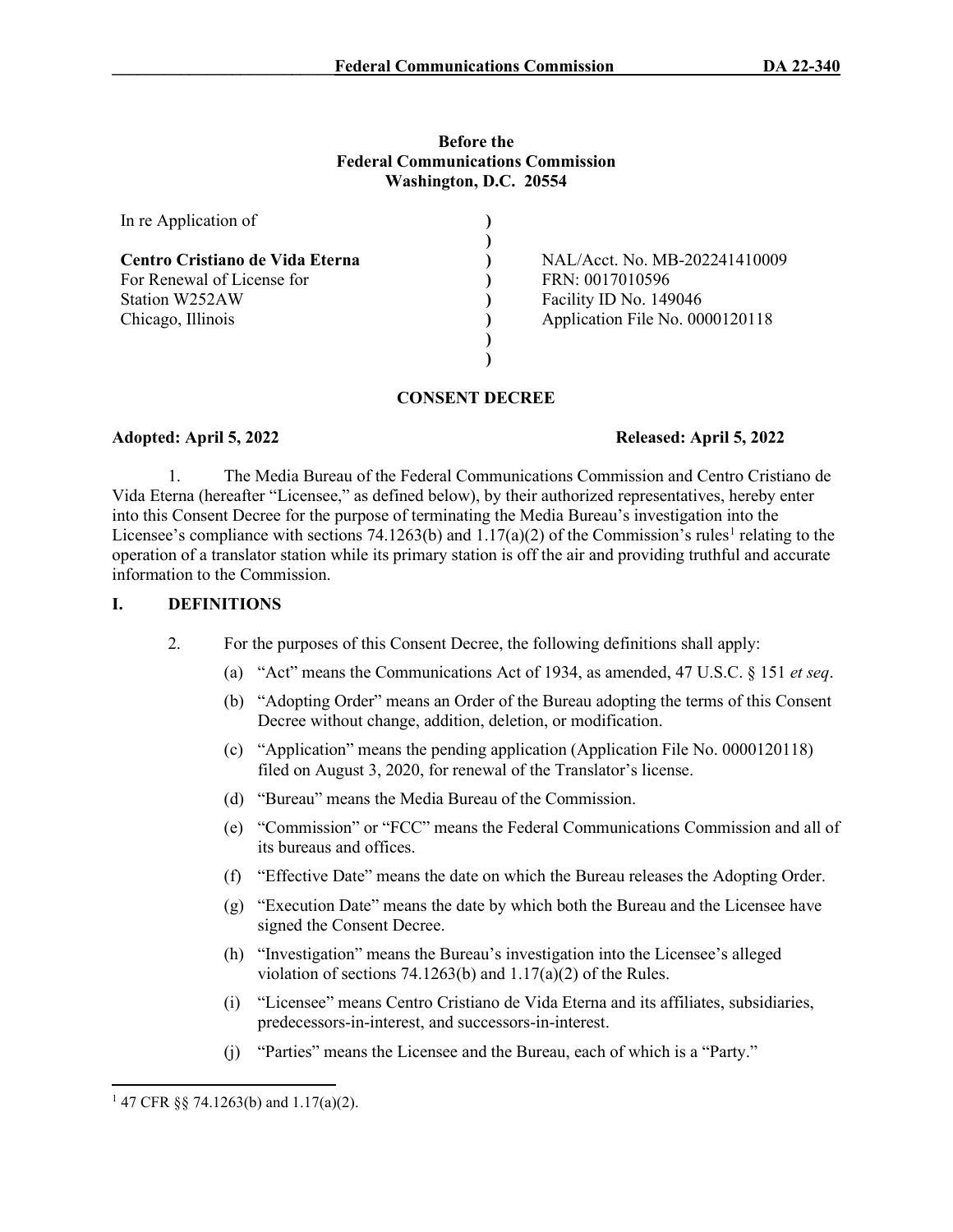**Before the**
**Federal Communications Commission**
**Washington, D.C. 20554**

| | | |
|---|---|---|
| In re Application of | ) | |
| | ) | |
| **Centro Cristiano de Vida Eterna** | ) | NAL/Acct. No. MB-202241410009 |
| For Renewal of License for | ) | FRN: 0017010596 |
| Station W252AW | ) | Facility ID No. 149046 |
| Chicago, Illinois | ) | Application File No. 0000120118 |
| | ) | |
| | ) | |

**CONSENT DECREE**

**Adopted: April 5, 2022** **Released: April 5, 2022**

1. The Media Bureau of the Federal Communications Commission and Centro Cristiano de Vida Eterna (hereafter "Licensee," as defined below), by their authorized representatives, hereby enter into this Consent Decree for the purpose of terminating the Media Bureau's investigation into the Licensee's compliance with sections 74.1263(b) and 1.17(a)(2) of the Commission's rules[1] relating to the operation of a translator station while its primary station is off the air and providing truthful and accurate information to the Commission.

## I. DEFINITIONS

2. For the purposes of this Consent Decree, the following definitions shall apply:

(a) "Act" means the Communications Act of 1934, as amended, 47 U.S.C. § 151 *et seq*.

(b) "Adopting Order" means an Order of the Bureau adopting the terms of this Consent Decree without change, addition, deletion, or modification.

(c) "Application" means the pending application (Application File No. 0000120118) filed on August 3, 2020, for renewal of the Translator's license.

(d) "Bureau" means the Media Bureau of the Commission.

(e) "Commission" or "FCC" means the Federal Communications Commission and all of its bureaus and offices.

(f) "Effective Date" means the date on which the Bureau releases the Adopting Order.

(g) "Execution Date" means the date by which both the Bureau and the Licensee have signed the Consent Decree.

(h) "Investigation" means the Bureau's investigation into the Licensee's alleged violation of sections 74.1263(b) and 1.17(a)(2) of the Rules.

(i) "Licensee" means Centro Cristiano de Vida Eterna and its affiliates, subsidiaries, predecessors-in-interest, and successors-in-interest.

(j) "Parties" means the Licensee and the Bureau, each of which is a "Party."

[1] 47 CFR §§ 74.1263(b) and 1.17(a)(2).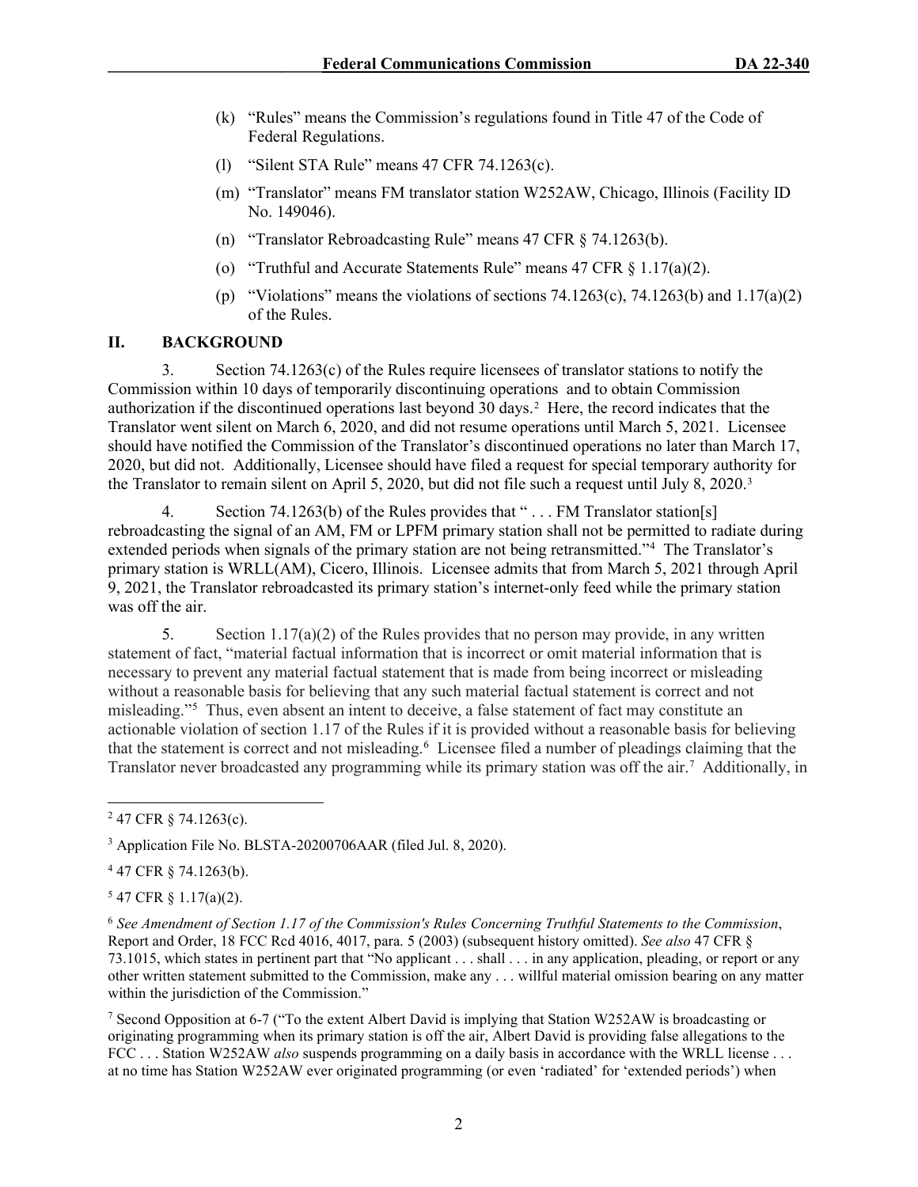(k) "Rules" means the Commission's regulations found in Title 47 of the Code of Federal Regulations.

(l) "Silent STA Rule" means 47 CFR 74.1263(c).

(m) "Translator" means FM translator station W252AW, Chicago, Illinois (Facility ID No. 149046).

(n) "Translator Rebroadcasting Rule" means 47 CFR § 74.1263(b).

(o) "Truthful and Accurate Statements Rule" means 47 CFR § 1.17(a)(2).

(p) "Violations" means the violations of sections 74.1263(c), 74.1263(b) and 1.17(a)(2) of the Rules.

## II. BACKGROUND

3. Section 74.1263(c) of the Rules require licensees of translator stations to notify the Commission within 10 days of temporarily discontinuing operations and to obtain Commission authorization if the discontinued operations last beyond 30 days.[2] Here, the record indicates that the Translator went silent on March 6, 2020, and did not resume operations until March 5, 2021. Licensee should have notified the Commission of the Translator's discontinued operations no later than March 17, 2020, but did not. Additionally, Licensee should have filed a request for special temporary authority for the Translator to remain silent on April 5, 2020, but did not file such a request until July 8, 2020.[3]

4. Section 74.1263(b) of the Rules provides that " . . . FM Translator station[s] rebroadcasting the signal of an AM, FM or LPFM primary station shall not be permitted to radiate during extended periods when signals of the primary station are not being retransmitted."[4] The Translator's primary station is WRLL(AM), Cicero, Illinois. Licensee admits that from March 5, 2021 through April 9, 2021, the Translator rebroadcasted its primary station's internet-only feed while the primary station was off the air.

5. Section 1.17(a)(2) of the Rules provides that no person may provide, in any written statement of fact, "material factual information that is incorrect or omit material information that is necessary to prevent any material factual statement that is made from being incorrect or misleading without a reasonable basis for believing that any such material factual statement is correct and not misleading."[5] Thus, even absent an intent to deceive, a false statement of fact may constitute an actionable violation of section 1.17 of the Rules if it is provided without a reasonable basis for believing that the statement is correct and not misleading.[6] Licensee filed a number of pleadings claiming that the Translator never broadcasted any programming while its primary station was off the air.[7] Additionally, in

---

[2] 47 CFR § 74.1263(c).

[3] Application File No. BLSTA-20200706AAR (filed Jul. 8, 2020).

[4] 47 CFR § 74.1263(b).

[5] 47 CFR § 1.17(a)(2).

[6] *See Amendment of Section 1.17 of the Commission's Rules Concerning Truthful Statements to the Commission*, Report and Order, 18 FCC Rcd 4016, 4017, para. 5 (2003) (subsequent history omitted). *See also* 47 CFR § 73.1015, which states in pertinent part that "No applicant . . . shall . . . in any application, pleading, or report or any other written statement submitted to the Commission, make any . . . willful material omission bearing on any matter within the jurisdiction of the Commission."

[7] Second Opposition at 6-7 ("To the extent Albert David is implying that Station W252AW is broadcasting or originating programming when its primary station is off the air, Albert David is providing false allegations to the FCC . . . Station W252AW *also* suspends programming on a daily basis in accordance with the WRLL license . . . at no time has Station W252AW ever originated programming (or even 'radiated' for 'extended periods') when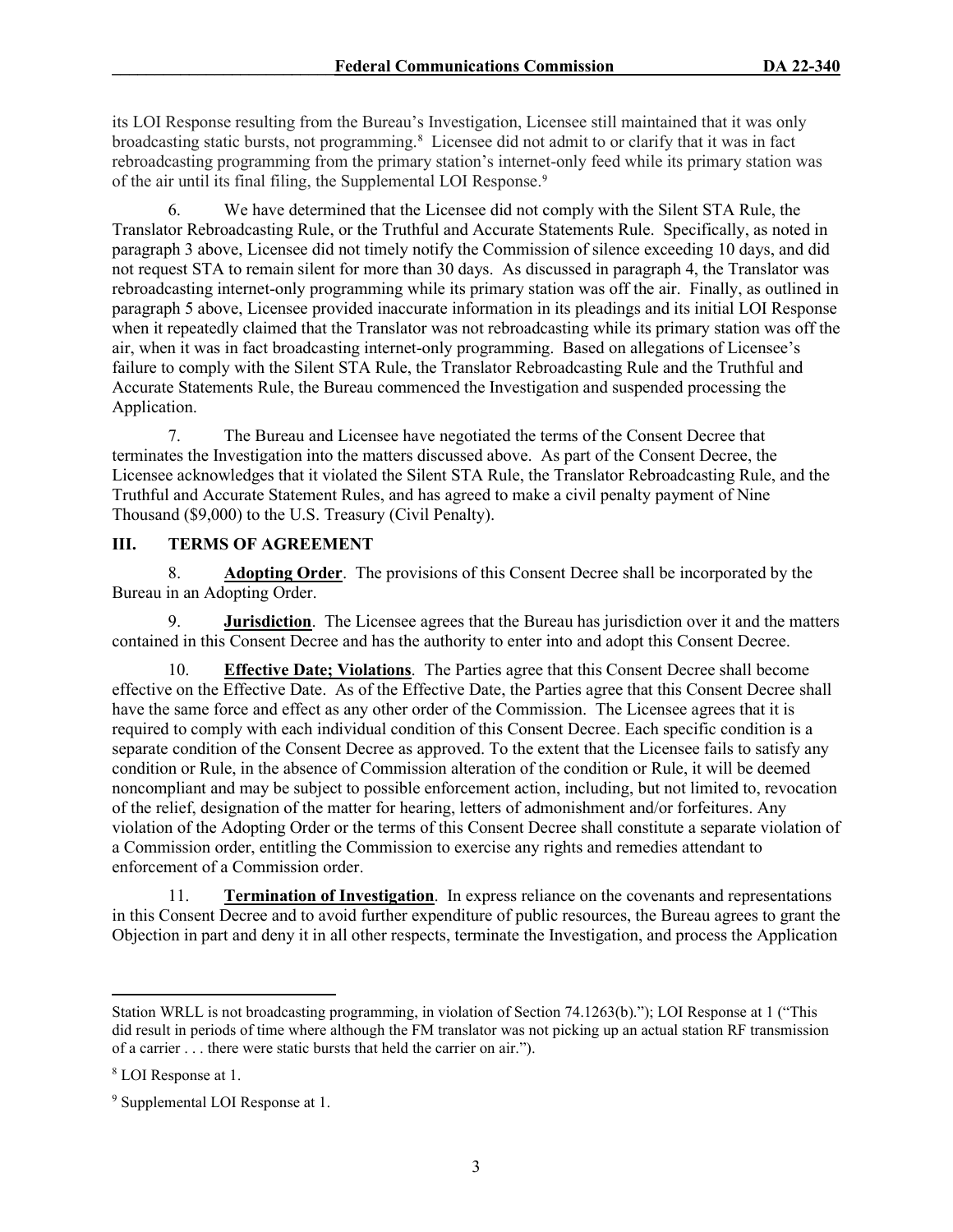its LOI Response resulting from the Bureau's Investigation, Licensee still maintained that it was only broadcasting static bursts, not programming.[8] Licensee did not admit to or clarify that it was in fact rebroadcasting programming from the primary station's internet-only feed while its primary station was of the air until its final filing, the Supplemental LOI Response.[9]

6. We have determined that the Licensee did not comply with the Silent STA Rule, the Translator Rebroadcasting Rule, or the Truthful and Accurate Statements Rule. Specifically, as noted in paragraph 3 above, Licensee did not timely notify the Commission of silence exceeding 10 days, and did not request STA to remain silent for more than 30 days. As discussed in paragraph 4, the Translator was rebroadcasting internet-only programming while its primary station was off the air. Finally, as outlined in paragraph 5 above, Licensee provided inaccurate information in its pleadings and its initial LOI Response when it repeatedly claimed that the Translator was not rebroadcasting while its primary station was off the air, when it was in fact broadcasting internet-only programming. Based on allegations of Licensee's failure to comply with the Silent STA Rule, the Translator Rebroadcasting Rule and the Truthful and Accurate Statements Rule, the Bureau commenced the Investigation and suspended processing the Application.

7. The Bureau and Licensee have negotiated the terms of the Consent Decree that terminates the Investigation into the matters discussed above. As part of the Consent Decree, the Licensee acknowledges that it violated the Silent STA Rule, the Translator Rebroadcasting Rule, and the Truthful and Accurate Statement Rules, and has agreed to make a civil penalty payment of Nine Thousand ($9,000) to the U.S. Treasury (Civil Penalty).

## III. TERMS OF AGREEMENT

8. **Adopting Order**. The provisions of this Consent Decree shall be incorporated by the Bureau in an Adopting Order.

9. **Jurisdiction**. The Licensee agrees that the Bureau has jurisdiction over it and the matters contained in this Consent Decree and has the authority to enter into and adopt this Consent Decree.

10. **Effective Date; Violations**. The Parties agree that this Consent Decree shall become effective on the Effective Date. As of the Effective Date, the Parties agree that this Consent Decree shall have the same force and effect as any other order of the Commission. The Licensee agrees that it is required to comply with each individual condition of this Consent Decree. Each specific condition is a separate condition of the Consent Decree as approved. To the extent that the Licensee fails to satisfy any condition or Rule, in the absence of Commission alteration of the condition or Rule, it will be deemed noncompliant and may be subject to possible enforcement action, including, but not limited to, revocation of the relief, designation of the matter for hearing, letters of admonishment and/or forfeitures. Any violation of the Adopting Order or the terms of this Consent Decree shall constitute a separate violation of a Commission order, entitling the Commission to exercise any rights and remedies attendant to enforcement of a Commission order.

11. **Termination of Investigation**. In express reliance on the covenants and representations in this Consent Decree and to avoid further expenditure of public resources, the Bureau agrees to grant the Objection in part and deny it in all other respects, terminate the Investigation, and process the Application

---

Station WRLL is not broadcasting programming, in violation of Section 74.1263(b)."); LOI Response at 1 ("This did result in periods of time where although the FM translator was not picking up an actual station RF transmission of a carrier . . . there were static bursts that held the carrier on air.").

[8] LOI Response at 1.

[9] Supplemental LOI Response at 1.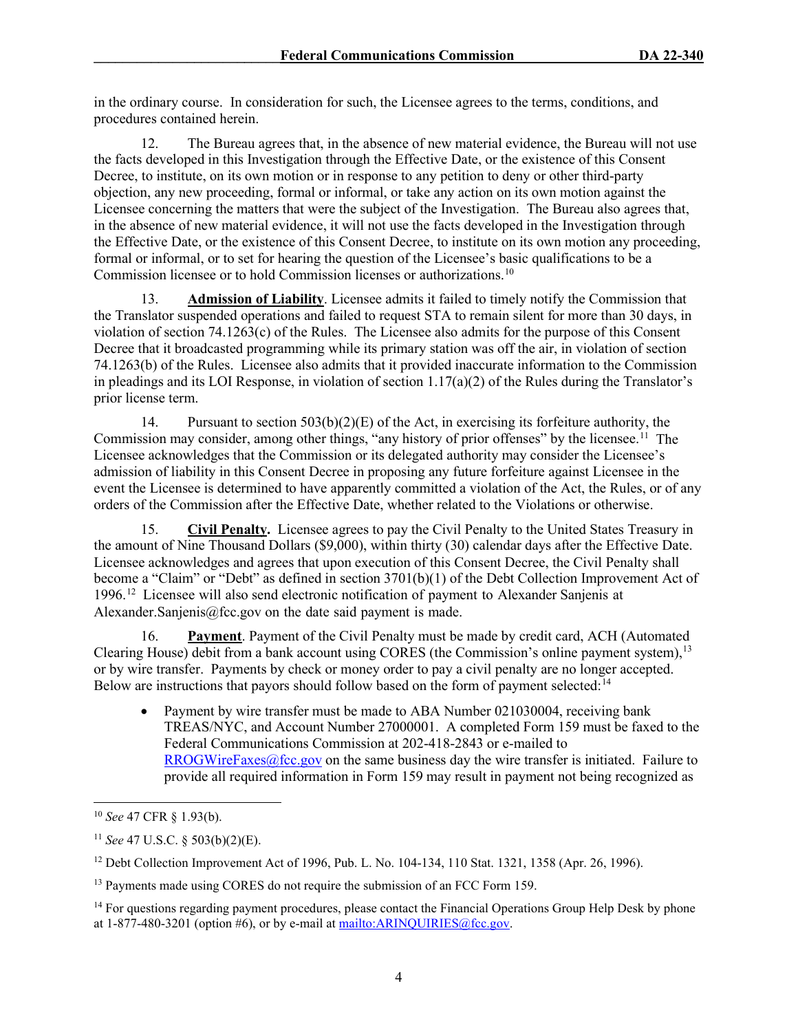in the ordinary course. In consideration for such, the Licensee agrees to the terms, conditions, and procedures contained herein.

12. The Bureau agrees that, in the absence of new material evidence, the Bureau will not use the facts developed in this Investigation through the Effective Date, or the existence of this Consent Decree, to institute, on its own motion or in response to any petition to deny or other third-party objection, any new proceeding, formal or informal, or take any action on its own motion against the Licensee concerning the matters that were the subject of the Investigation. The Bureau also agrees that, in the absence of new material evidence, it will not use the facts developed in the Investigation through the Effective Date, or the existence of this Consent Decree, to institute on its own motion any proceeding, formal or informal, or to set for hearing the question of the Licensee's basic qualifications to be a Commission licensee or to hold Commission licenses or authorizations.[10]

13. **Admission of Liability**. Licensee admits it failed to timely notify the Commission that the Translator suspended operations and failed to request STA to remain silent for more than 30 days, in violation of section 74.1263(c) of the Rules. The Licensee also admits for the purpose of this Consent Decree that it broadcasted programming while its primary station was off the air, in violation of section 74.1263(b) of the Rules. Licensee also admits that it provided inaccurate information to the Commission in pleadings and its LOI Response, in violation of section 1.17(a)(2) of the Rules during the Translator's prior license term.

14. Pursuant to section 503(b)(2)(E) of the Act, in exercising its forfeiture authority, the Commission may consider, among other things, "any history of prior offenses" by the licensee.[11] The Licensee acknowledges that the Commission or its delegated authority may consider the Licensee's admission of liability in this Consent Decree in proposing any future forfeiture against Licensee in the event the Licensee is determined to have apparently committed a violation of the Act, the Rules, or of any orders of the Commission after the Effective Date, whether related to the Violations or otherwise.

15. **Civil Penalty.** Licensee agrees to pay the Civil Penalty to the United States Treasury in the amount of Nine Thousand Dollars ($9,000), within thirty (30) calendar days after the Effective Date. Licensee acknowledges and agrees that upon execution of this Consent Decree, the Civil Penalty shall become a "Claim" or "Debt" as defined in section 3701(b)(1) of the Debt Collection Improvement Act of 1996.[12] Licensee will also send electronic notification of payment to Alexander Sanjenis at Alexander.Sanjenis@fcc.gov on the date said payment is made.

16. **Payment**. Payment of the Civil Penalty must be made by credit card, ACH (Automated Clearing House) debit from a bank account using CORES (the Commission's online payment system),[13] or by wire transfer. Payments by check or money order to pay a civil penalty are no longer accepted. Below are instructions that payors should follow based on the form of payment selected:[14]

- Payment by wire transfer must be made to ABA Number 021030004, receiving bank TREAS/NYC, and Account Number 27000001. A completed Form 159 must be faxed to the Federal Communications Commission at 202-418-2843 or e-mailed to RROGWireFaxes@fcc.gov on the same business day the wire transfer is initiated. Failure to provide all required information in Form 159 may result in payment not being recognized as

---

[10] *See* 47 CFR § 1.93(b).

[11] *See* 47 U.S.C. § 503(b)(2)(E).

[12] Debt Collection Improvement Act of 1996, Pub. L. No. 104-134, 110 Stat. 1321, 1358 (Apr. 26, 1996).

[13] Payments made using CORES do not require the submission of an FCC Form 159.

[14] For questions regarding payment procedures, please contact the Financial Operations Group Help Desk by phone at 1-877-480-3201 (option #6), or by e-mail at mailto:ARINQUIRIES@fcc.gov.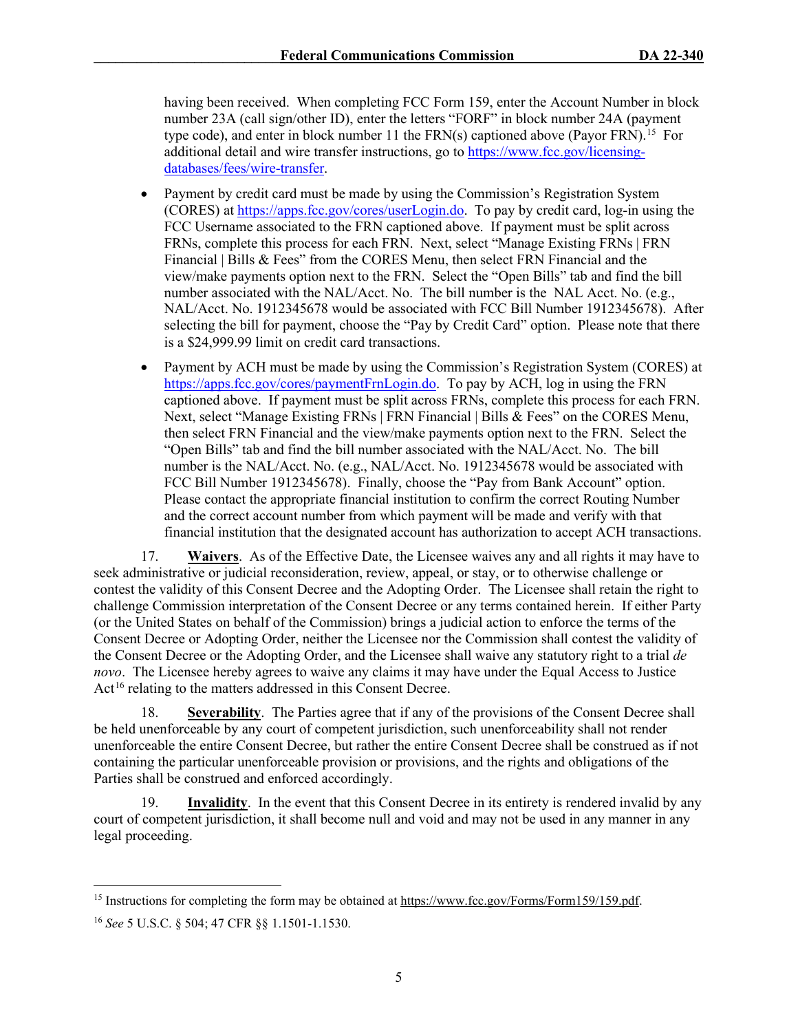having been received. When completing FCC Form 159, enter the Account Number in block number 23A (call sign/other ID), enter the letters "FORF" in block number 24A (payment type code), and enter in block number 11 the FRN(s) captioned above (Payor FRN).[15] For additional detail and wire transfer instructions, go to https://www.fcc.gov/licensing-databases/fees/wire-transfer.

- Payment by credit card must be made by using the Commission's Registration System (CORES) at https://apps.fcc.gov/cores/userLogin.do. To pay by credit card, log-in using the FCC Username associated to the FRN captioned above. If payment must be split across FRNs, complete this process for each FRN. Next, select "Manage Existing FRNs | FRN Financial | Bills & Fees" from the CORES Menu, then select FRN Financial and the view/make payments option next to the FRN. Select the "Open Bills" tab and find the bill number associated with the NAL/Acct. No. The bill number is the NAL Acct. No. (e.g., NAL/Acct. No. 1912345678 would be associated with FCC Bill Number 1912345678). After selecting the bill for payment, choose the "Pay by Credit Card" option. Please note that there is a $24,999.99 limit on credit card transactions.

- Payment by ACH must be made by using the Commission's Registration System (CORES) at https://apps.fcc.gov/cores/paymentFrnLogin.do. To pay by ACH, log in using the FRN captioned above. If payment must be split across FRNs, complete this process for each FRN. Next, select "Manage Existing FRNs | FRN Financial | Bills & Fees" on the CORES Menu, then select FRN Financial and the view/make payments option next to the FRN. Select the "Open Bills" tab and find the bill number associated with the NAL/Acct. No. The bill number is the NAL/Acct. No. (e.g., NAL/Acct. No. 1912345678 would be associated with FCC Bill Number 1912345678). Finally, choose the "Pay from Bank Account" option. Please contact the appropriate financial institution to confirm the correct Routing Number and the correct account number from which payment will be made and verify with that financial institution that the designated account has authorization to accept ACH transactions.

17. **Waivers**. As of the Effective Date, the Licensee waives any and all rights it may have to seek administrative or judicial reconsideration, review, appeal, or stay, or to otherwise challenge or contest the validity of this Consent Decree and the Adopting Order. The Licensee shall retain the right to challenge Commission interpretation of the Consent Decree or any terms contained herein. If either Party (or the United States on behalf of the Commission) brings a judicial action to enforce the terms of the Consent Decree or Adopting Order, neither the Licensee nor the Commission shall contest the validity of the Consent Decree or the Adopting Order, and the Licensee shall waive any statutory right to a trial *de novo*. The Licensee hereby agrees to waive any claims it may have under the Equal Access to Justice Act[16] relating to the matters addressed in this Consent Decree.

18. **Severability**. The Parties agree that if any of the provisions of the Consent Decree shall be held unenforceable by any court of competent jurisdiction, such unenforceability shall not render unenforceable the entire Consent Decree, but rather the entire Consent Decree shall be construed as if not containing the particular unenforceable provision or provisions, and the rights and obligations of the Parties shall be construed and enforced accordingly.

19. **Invalidity**. In the event that this Consent Decree in its entirety is rendered invalid by any court of competent jurisdiction, it shall become null and void and may not be used in any manner in any legal proceeding.

---

[15] Instructions for completing the form may be obtained at https://www.fcc.gov/Forms/Form159/159.pdf.

[16] *See* 5 U.S.C. § 504; 47 CFR §§ 1.1501-1.1530.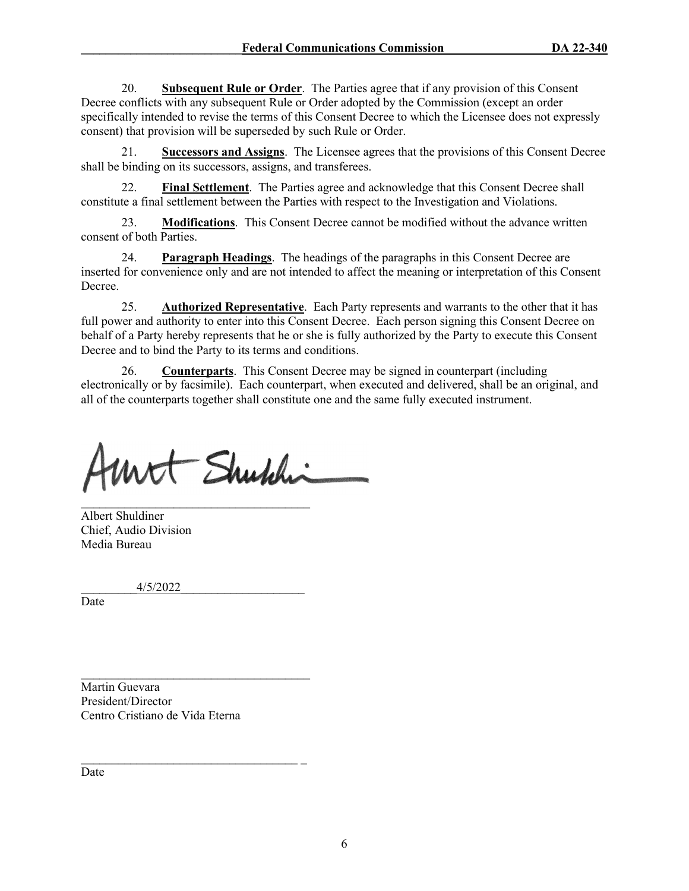20. **Subsequent Rule or Order**. The Parties agree that if any provision of this Consent Decree conflicts with any subsequent Rule or Order adopted by the Commission (except an order specifically intended to revise the terms of this Consent Decree to which the Licensee does not expressly consent) that provision will be superseded by such Rule or Order.

21. **Successors and Assigns**. The Licensee agrees that the provisions of this Consent Decree shall be binding on its successors, assigns, and transferees.

22. **Final Settlement**. The Parties agree and acknowledge that this Consent Decree shall constitute a final settlement between the Parties with respect to the Investigation and Violations.

23. **Modifications**. This Consent Decree cannot be modified without the advance written consent of both Parties.

24. **Paragraph Headings**. The headings of the paragraphs in this Consent Decree are inserted for convenience only and are not intended to affect the meaning or interpretation of this Consent Decree.

25. **Authorized Representative**. Each Party represents and warrants to the other that it has full power and authority to enter into this Consent Decree. Each person signing this Consent Decree on behalf of a Party hereby represents that he or she is fully authorized by the Party to execute this Consent Decree and to bind the Party to its terms and conditions.

26. **Counterparts**. This Consent Decree may be signed in counterpart (including electronically or by facsimile). Each counterpart, when executed and delivered, shall be an original, and all of the counterparts together shall constitute one and the same fully executed instrument.

\_\_\_\_\_\_\_\_\_\_\_\_\_\_\_\_\_\_\_\_\_\_\_\_\_\_\_\_\_\_\_\_\_\_\_\_\_\_
Albert Shuldiner
Chief, Audio Division
Media Bureau

4/5/2022
Date

\_\_\_\_\_\_\_\_\_\_\_\_\_\_\_\_\_\_\_\_\_\_\_\_\_\_\_\_\_\_\_\_\_\_\_\_\_\_
Martin Guevara
President/Director
Centro Cristiano de Vida Eterna

\_\_\_\_\_\_\_\_\_\_\_\_\_\_\_\_\_\_\_\_\_\_\_\_\_\_\_\_\_\_\_\_\_\_\_\_\_\_
Date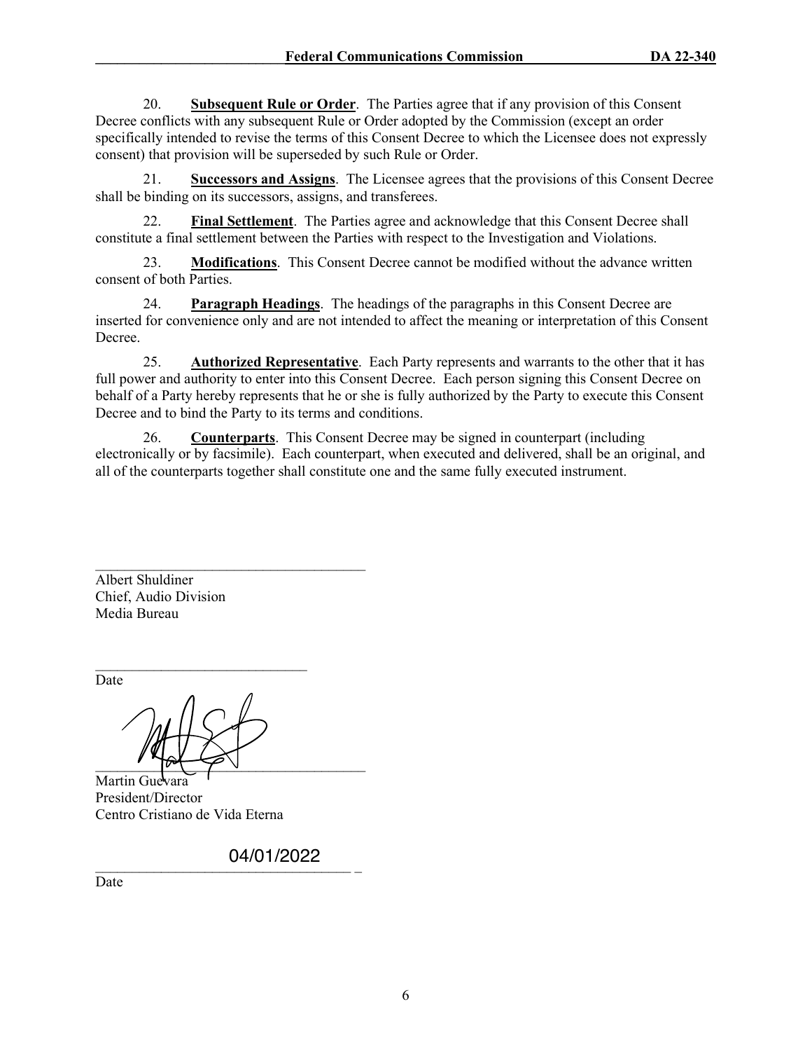20. **Subsequent Rule or Order**. The Parties agree that if any provision of this Consent Decree conflicts with any subsequent Rule or Order adopted by the Commission (except an order specifically intended to revise the terms of this Consent Decree to which the Licensee does not expressly consent) that provision will be superseded by such Rule or Order.

21. **Successors and Assigns**. The Licensee agrees that the provisions of this Consent Decree shall be binding on its successors, assigns, and transferees.

22. **Final Settlement**. The Parties agree and acknowledge that this Consent Decree shall constitute a final settlement between the Parties with respect to the Investigation and Violations.

23. **Modifications**. This Consent Decree cannot be modified without the advance written consent of both Parties.

24. **Paragraph Headings**. The headings of the paragraphs in this Consent Decree are inserted for convenience only and are not intended to affect the meaning or interpretation of this Consent Decree.

25. **Authorized Representative**. Each Party represents and warrants to the other that it has full power and authority to enter into this Consent Decree. Each person signing this Consent Decree on behalf of a Party hereby represents that he or she is fully authorized by the Party to execute this Consent Decree and to bind the Party to its terms and conditions.

26. **Counterparts**. This Consent Decree may be signed in counterpart (including electronically or by facsimile). Each counterpart, when executed and delivered, shall be an original, and all of the counterparts together shall constitute one and the same fully executed instrument.

\_\_\_\_\_\_\_\_\_\_\_\_\_\_\_\_\_\_\_\_\_\_\_\_\_\_\_\_\_\_\_\_\_\_\_\_
Albert Shuldiner
Chief, Audio Division
Media Bureau

\_\_\_\_\_\_\_\_\_\_\_\_\_\_\_\_\_\_\_\_\_\_\_\_\_\_\_\_
Date

\_\_\_\_\_\_\_\_\_\_\_\_\_\_\_\_\_\_\_\_\_\_\_\_\_\_\_\_\_\_\_\_\_\_\_\_
Martin Guevara
President/Director
Centro Cristiano de Vida Eterna

04/01/2022
\_\_\_\_\_\_\_\_\_\_\_\_\_\_\_\_\_\_\_\_\_\_\_\_\_\_\_\_\_\_\_\_\_\_\_\_
Date